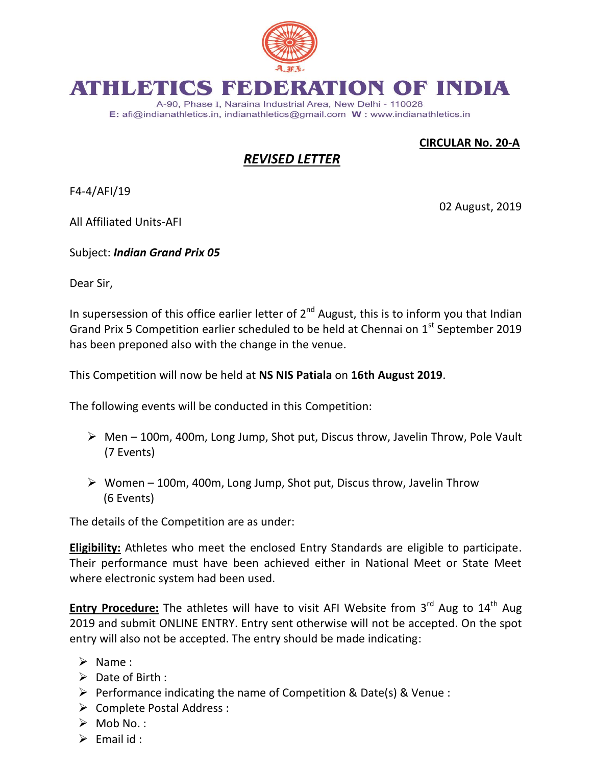# ATHLETICS FEDERATION OF INDIA

A-90, Phase I, Naraina Industrial Area, New Delhi - 110028
E: afi@indianathletics.in, indianathletics@gmail.com W : www.indianathletics.in

**CIRCULAR No. 20-A**

***REVISED LETTER***

F4-4/AFI/19

02 August, 2019

All Affiliated Units-AFI

Subject: ***Indian Grand Prix 05***

Dear Sir,

In supersession of this office earlier letter of 2nd August, this is to inform you that Indian Grand Prix 5 Competition earlier scheduled to be held at Chennai on 1st September 2019 has been preponed also with the change in the venue.

This Competition will now be held at **NS NIS Patiala** on **16th August 2019**.

The following events will be conducted in this Competition:

- Men – 100m, 400m, Long Jump, Shot put, Discus throw, Javelin Throw, Pole Vault (7 Events)
- Women – 100m, 400m, Long Jump, Shot put, Discus throw, Javelin Throw (6 Events)

The details of the Competition are as under:

**Eligibility:** Athletes who meet the enclosed Entry Standards are eligible to participate. Their performance must have been achieved either in National Meet or State Meet where electronic system had been used.

**Entry Procedure:** The athletes will have to visit AFI Website from 3rd Aug to 14th Aug 2019 and submit ONLINE ENTRY. Entry sent otherwise will not be accepted. On the spot entry will also not be accepted. The entry should be made indicating:

- Name :
- Date of Birth :
- Performance indicating the name of Competition & Date(s) & Venue :
- Complete Postal Address :
- Mob No. :
- Email id :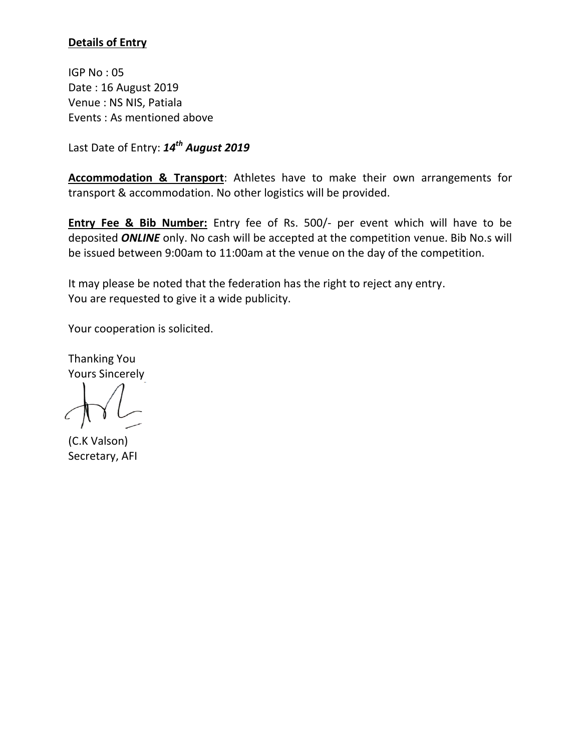**Details of Entry**

IGP No : 05
Date : 16 August 2019
Venue : NS NIS, Patiala
Events : As mentioned above

Last Date of Entry: ***14th August 2019***

**Accommodation & Transport**: Athletes have to make their own arrangements for transport & accommodation. No other logistics will be provided.

**Entry Fee & Bib Number:** Entry fee of Rs. 500/- per event which will have to be deposited ***ONLINE*** only. No cash will be accepted at the competition venue. Bib No.s will be issued between 9:00am to 11:00am at the venue on the day of the competition.

It may please be noted that the federation has the right to reject any entry.
You are requested to give it a wide publicity.

Your cooperation is solicited.

Thanking You
Yours Sincerely

(C.K Valson)
Secretary, AFI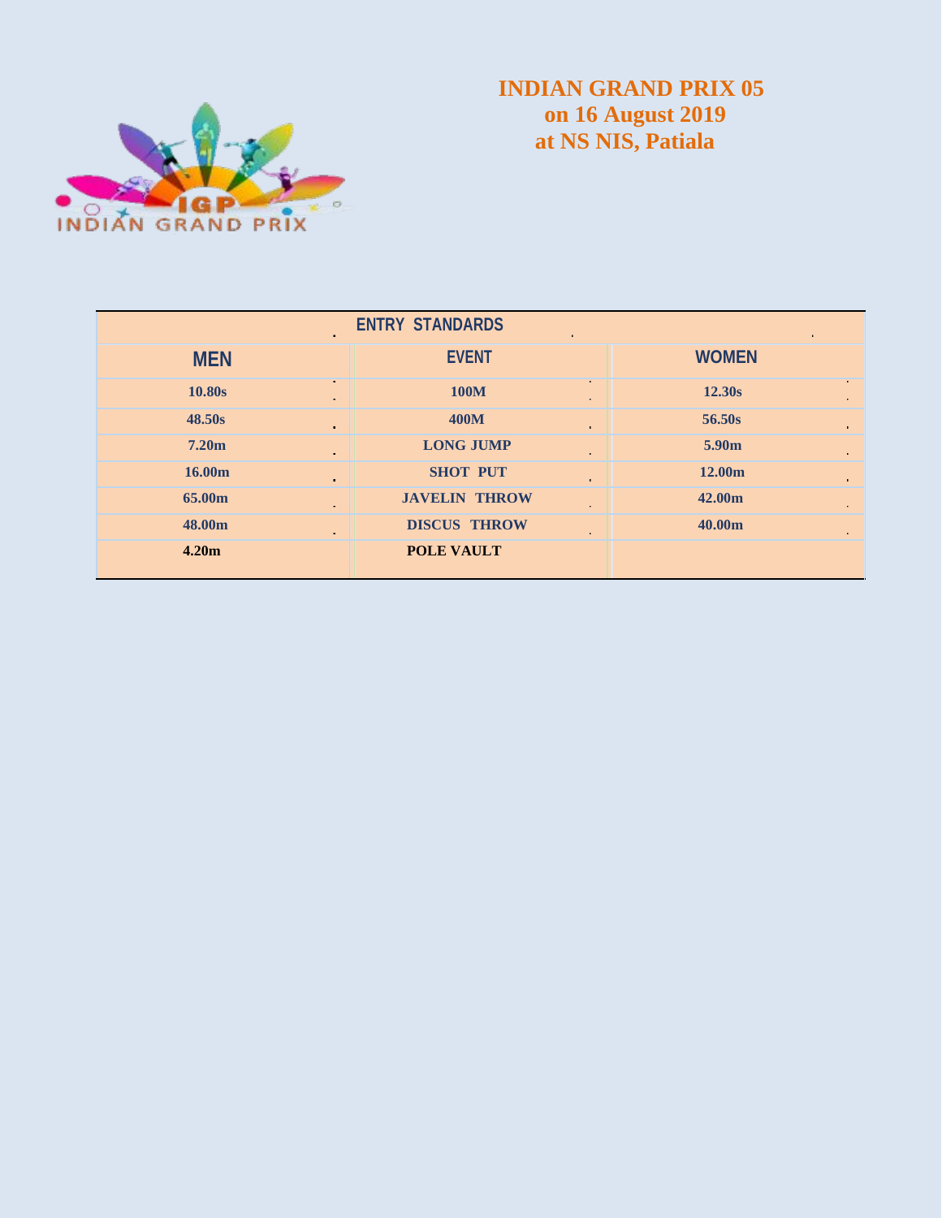# INDIAN GRAND PRIX 05
## on 16 August 2019
## at NS NIS, Patiala

| ENTRY STANDARDS | | |
|---|---|---|
| **MEN** | **EVENT** | **WOMEN** |
| **10.80s** | **100M** | **12.30s** |
| **48.50s** | **400M** | **56.50s** |
| **7.20m** | **LONG JUMP** | **5.90m** |
| **16.00m** | **SHOT PUT** | **12.00m** |
| **65.00m** | **JAVELIN THROW** | **42.00m** |
| **48.00m** | **DISCUS THROW** | **40.00m** |
| **4.20m** | **POLE VAULT** | |